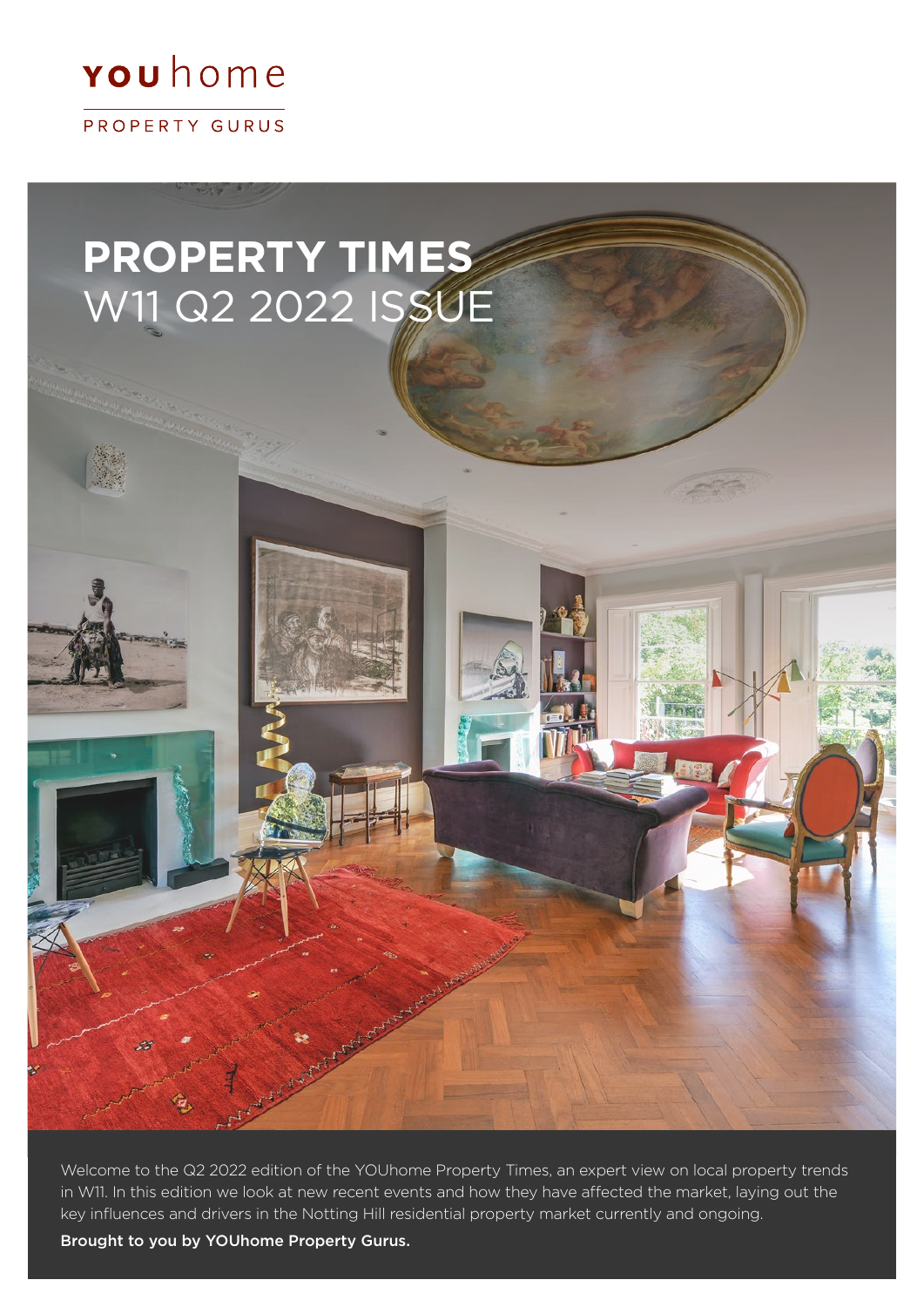# youhome

PROPERTY GURUS

# PROPERTY TIMES
## W11 Q2 2022 ISSUE

Welcome to the Q2 2022 edition of the YOUhome Property Times, an expert view on local property trends in W11. In this edition we look at new recent events and how they have affected the market, laying out the key influences and drivers in the Notting Hill residential property market currently and ongoing.

**Brought to you by YOUhome Property Gurus.**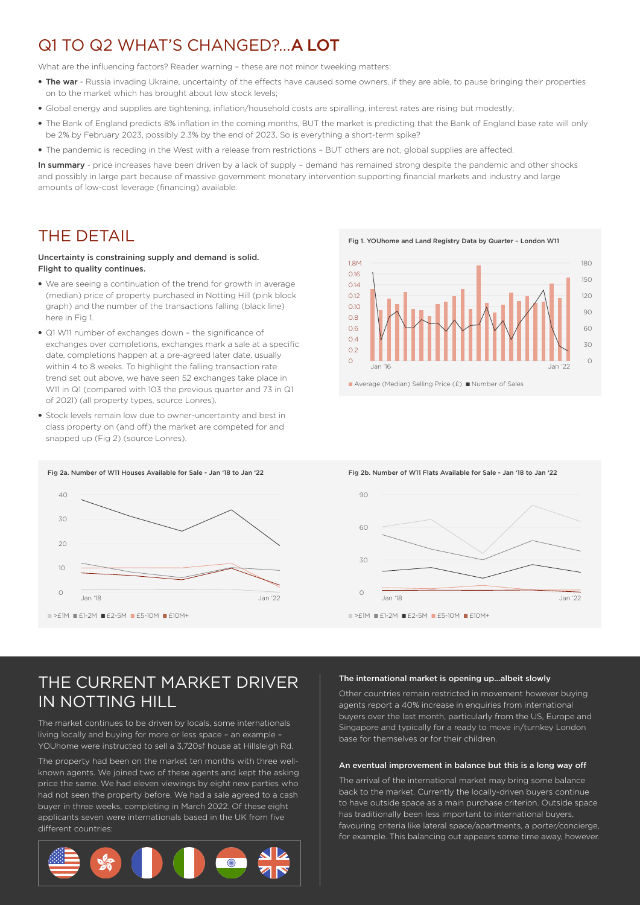# Q1 TO Q2 WHAT'S CHANGED?...A LOT

What are the influencing factors? Reader warning – these are not minor tweeking matters:

- **The war** - Russia invading Ukraine, uncertainty of the effects have caused some owners, if they are able, to pause bringing their properties on to the market which has brought about low stock levels;
- Global energy and supplies are tightening, inflation/household costs are spiralling, interest rates are rising but modestly;
- The Bank of England predicts 8% inflation in the coming months, BUT the market is predicting that the Bank of England base rate will only be 2% by February 2023, possibly 2.3% by the end of 2023. So is everything a short-term spike?
- The pandemic is receding in the West with a release from restrictions – BUT others are not, global supplies are affected.

**In summary** - price increases have been driven by a lack of supply – demand has remained strong despite the pandemic and other shocks and possibly in large part because of massive government monetary intervention supporting financial markets and industry and large amounts of low-cost leverage (financing) available.

# THE DETAIL

**Uncertainty is constraining supply and demand is solid. Flight to quality continues.**

- We are seeing a continuation of the trend for growth in average (median) price of property purchased in Notting Hill (pink block graph) and the number of the transactions falling (black line) here in Fig 1.
- Q1 W11 number of exchanges down – the significance of exchanges over completions, exchanges mark a sale at a specific date, completions happen at a pre-agreed later date, usually within 4 to 8 weeks. To highlight the falling transaction rate trend set out above, we have seen 52 exchanges take place in W11 in Q1 (compared with 103 the previous quarter and 73 in Q1 of 2021) (all property types, source Lonres).
- Stock levels remain low due to owner-uncertainty and best in class property on (and off) the market are competed for and snapped up (Fig 2) (source Lonres).

**Fig 1. YOUhome and Land Registry Data by Quarter – London W11**

Average (Median) Selling Price (£) ■ Number of Sales

**Fig 2a. Number of W11 Houses Available for Sale - Jan '18 to Jan '22**

>£1M ■ £1-2M ■ £2-5M ■ £5-10M ■ £10M+

**Fig 2b. Number of W11 Flats Available for Sale - Jan '18 to Jan '22**

>£1M ■ £1-2M ■ £2-5M ■ £5-10M ■ £10M+

# THE CURRENT MARKET DRIVER IN NOTTING HILL

The market continues to be driven by locals, some internationals living locally and buying for more or less space – an example – YOUhome were instructed to sell a 3,720sf house at Hillsleigh Rd.

The property had been on the market ten months with three well-known agents. We joined two of these agents and kept the asking price the same. We had eleven viewings by eight new parties who had not seen the property before. We had a sale agreed to a cash buyer in three weeks, completing in March 2022. Of these eight applicants seven were internationals based in the UK from five different countries:

### The international market is opening up...albeit slowly

Other countries remain restricted in movement however buying agents report a 40% increase in enquiries from international buyers over the last month, particularly from the US, Europe and Singapore and typically for a ready to move in/turnkey London base for themselves or for their children.

### An eventual improvement in balance but this is a long way off

The arrival of the international market may bring some balance back to the market. Currently the locally-driven buyers continue to have outside space as a main purchase criterion. Outside space has traditionally been less important to international buyers, favouring criteria like lateral space/apartments, a porter/concierge, for example. This balancing out appears some time away, however.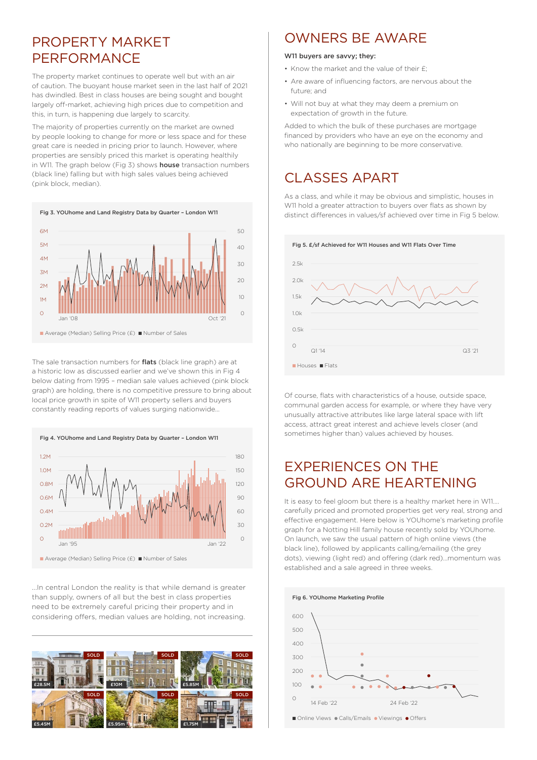# PROPERTY MARKET PERFORMANCE

The property market continues to operate well but with an air of caution. The buoyant house market seen in the last half of 2021 has dwindled. Best in class houses are being sought and bought largely off-market, achieving high prices due to competition and this, in turn, is happening due largely to scarcity.

The majority of properties currently on the market are owned by people looking to change for more or less space and for these great care is needed in pricing prior to launch. However, where properties are sensibly priced this market is operating healthily in W11. The graph below (Fig 3) shows **house** transaction numbers (black line) falling but with high sales values being achieved (pink block, median).

Fig 3. YOUhome and Land Registry Data by Quarter – London W11

Average (Median) Selling Price (£) ■ Number of Sales

The sale transaction numbers for **flats** (black line graph) are at a historic low as discussed earlier and we've shown this in Fig 4 below dating from 1995 – median sale values achieved (pink block graph) are holding, there is no competitive pressure to bring about local price growth in spite of W11 property sellers and buyers constantly reading reports of values surging nationwide...

Fig 4. YOUhome and Land Registry Data by Quarter – London W11

Average (Median) Selling Price (£) ■ Number of Sales

...In central London the reality is that while demand is greater than supply, owners of all but the best in class properties need to be extremely careful pricing their property and in considering offers, median values are holding, not increasing.

SOLD £28.5M | SOLD £10M | SOLD £5.85M | SOLD £5.45M | SOLD £5.95m | SOLD £1.75M

# OWNERS BE AWARE

**W11 buyers are savvy; they:**

- Know the market and the value of their £;
- Are aware of influencing factors, are nervous about the future; and
- Will not buy at what they may deem a premium on expectation of growth in the future.

Added to which the bulk of these purchases are mortgage financed by providers who have an eye on the economy and who nationally are beginning to be more conservative.

# CLASSES APART

As a class, and while it may be obvious and simplistic, houses in W11 hold a greater attraction to buyers over flats as shown by distinct differences in values/sf achieved over time in Fig 5 below.

Fig 5. £/sf Achieved for W11 Houses and W11 Flats Over Time

■ Houses ■ Flats

Of course, flats with characteristics of a house, outside space, communal garden access for example, or where they have very unusually attractive attributes like large lateral space with lift access, attract great interest and achieve levels closer (and sometimes higher than) values achieved by houses.

# EXPERIENCES ON THE GROUND ARE HEARTENING

It is easy to feel gloom but there is a healthy market here in W11.... carefully priced and promoted properties get very real, strong and effective engagement. Here below is YOUhome's marketing profile graph for a Notting Hill family house recently sold by YOUhome. On launch, we saw the usual pattern of high online views (the black line), followed by applicants calling/emailing (the grey dots), viewing (light red) and offering (dark red)...momentum was established and a sale agreed in three weeks.

Fig 6. YOUhome Marketing Profile

■ Online Views ● Calls/Emails ● Viewings ● Offers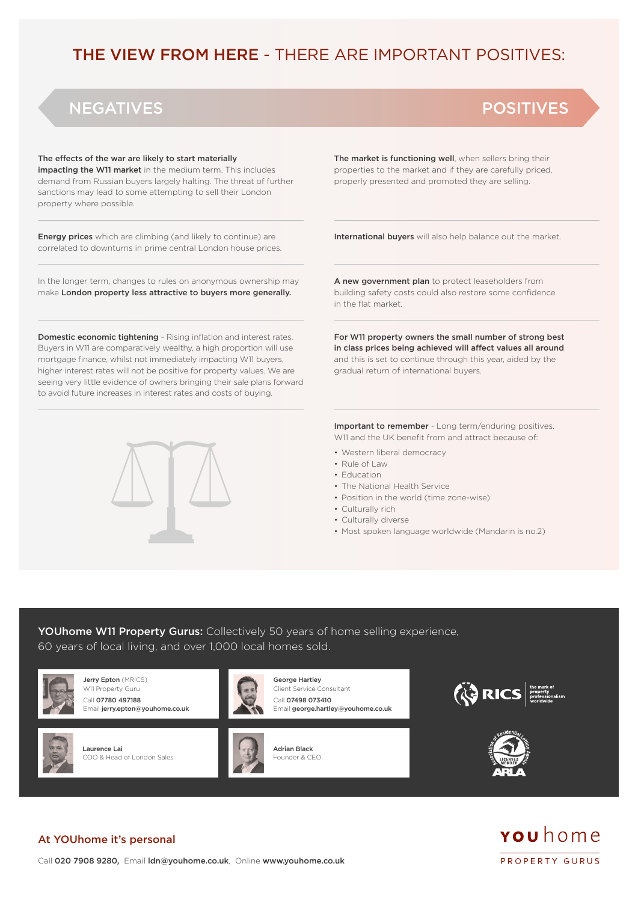# THE VIEW FROM HERE - THERE ARE IMPORTANT POSITIVES:

## NEGATIVES

**The effects of the war are likely to start materially impacting the W11 market** in the medium term. This includes demand from Russian buyers largely halting. The threat of further sanctions may lead to some attempting to sell their London property where possible.

**Energy prices** which are climbing (and likely to continue) are correlated to downturns in prime central London house prices.

In the longer term, changes to rules on anonymous ownership may make **London property less attractive to buyers more generally.**

**Domestic economic tightening** - Rising inflation and interest rates. Buyers in W11 are comparatively wealthy, a high proportion will use mortgage finance, whilst not immediately impacting W11 buyers, higher interest rates will not be positive for property values. We are seeing very little evidence of owners bringing their sale plans forward to avoid future increases in interest rates and costs of buying.

## POSITIVES

**The market is functioning well**, when sellers bring their properties to the market and if they are carefully priced, properly presented and promoted they are selling.

**International buyers** will also help balance out the market.

**A new government plan** to protect leaseholders from building safety costs could also restore some confidence in the flat market.

**For W11 property owners the small number of strong best in class prices being achieved will affect values all around** and this is set to continue through this year, aided by the gradual return of international buyers.

**Important to remember** - Long term/enduring positives. W11 and the UK benefit from and attract because of:

- Western liberal democracy
- Rule of Law
- Education
- The National Health Service
- Position in the world (time zone-wise)
- Culturally rich
- Culturally diverse
- Most spoken language worldwide (Mandarin is no.2)

**YOUhome W11 Property Gurus:** Collectively 50 years of home selling experience, 60 years of local living, and over 1,000 local homes sold.

**Jerry Epton** (MRICS)
W11 Property Guru
Call **07780 497188**
Email **jerry.epton@youhome.co.uk**

**George Hartley**
Client Service Consultant
Call **07498 073410**
Email **george.hartley@youhome.co.uk**

**Laurence Lai**
COO & Head of London Sales

**Adrian Black**
Founder & CEO

RICS the mark of property professionalism worldwide

Association of Residential Letting Agents LICENSED MEMBER ARLA

**At YOUhome it's personal**

Call **020 7908 9280,** Email **ldn@youhome.co.uk**, Online **www.youhome.co.uk**

youhome PROPERTY GURUS